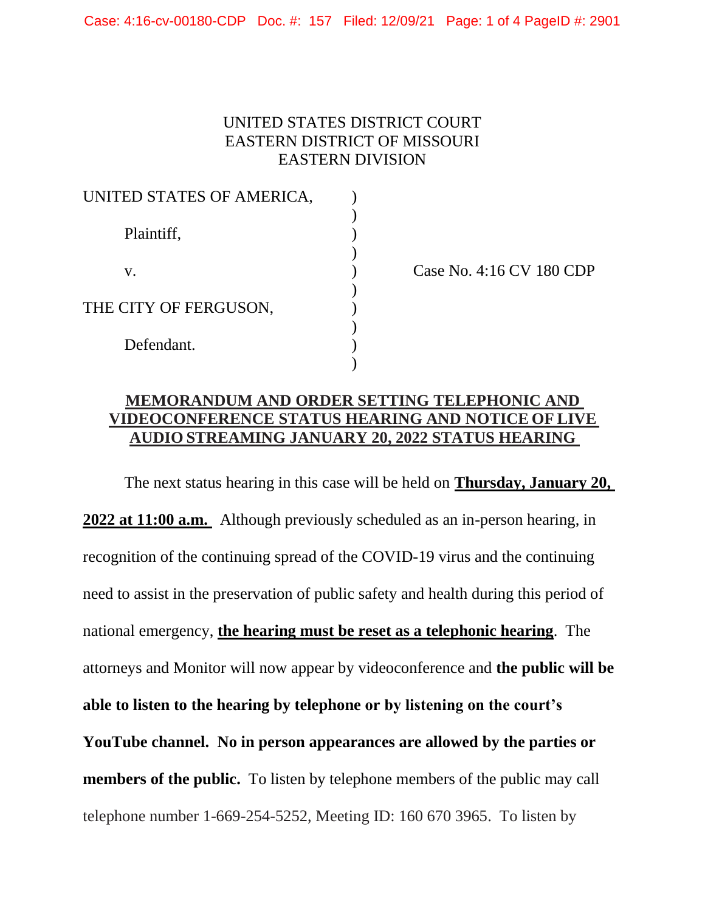UNITED STATES DISTRICT COURT
EASTERN DISTRICT OF MISSOURI
EASTERN DIVISION

UNITED STATES OF AMERICA, )
 )
Plaintiff, )
 )
v. ) Case No. 4:16 CV 180 CDP
 )
THE CITY OF FERGUSON, )
 )
Defendant. )

## MEMORANDUM AND ORDER SETTING TELEPHONIC AND VIDEOCONFERENCE STATUS HEARING AND NOTICE OF LIVE AUDIO STREAMING JANUARY 20, 2022 STATUS HEARING

The next status hearing in this case will be held on **Thursday, January 20, 2022 at 11:00 a.m.** Although previously scheduled as an in-person hearing, in recognition of the continuing spread of the COVID-19 virus and the continuing need to assist in the preservation of public safety and health during this period of national emergency, **the hearing must be reset as a telephonic hearing**. The attorneys and Monitor will now appear by videoconference and **the public will be able to listen to the hearing by telephone or by listening on the court's YouTube channel. No in person appearances are allowed by the parties or members of the public.** To listen by telephone members of the public may call telephone number 1-669-254-5252, Meeting ID: 160 670 3965. To listen by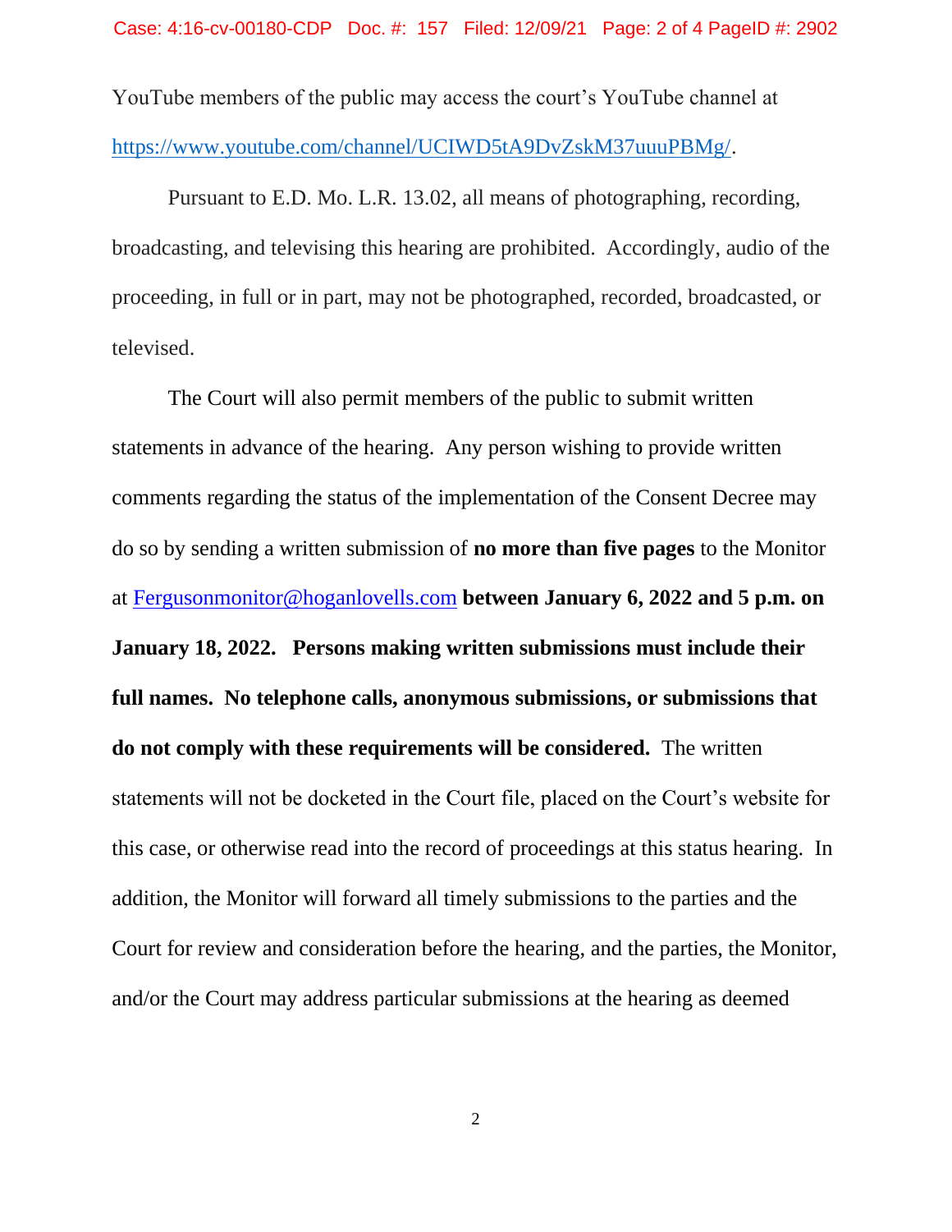YouTube members of the public may access the court's YouTube channel at https://www.youtube.com/channel/UCIWD5tA9DvZskM37uuuPBMg/.

Pursuant to E.D. Mo. L.R. 13.02, all means of photographing, recording, broadcasting, and televising this hearing are prohibited. Accordingly, audio of the proceeding, in full or in part, may not be photographed, recorded, broadcasted, or televised.

The Court will also permit members of the public to submit written statements in advance of the hearing. Any person wishing to provide written comments regarding the status of the implementation of the Consent Decree may do so by sending a written submission of **no more than five pages** to the Monitor at Fergusonmonitor@hoganlovells.com **between January 6, 2022 and 5 p.m. on January 18, 2022. Persons making written submissions must include their full names. No telephone calls, anonymous submissions, or submissions that do not comply with these requirements will be considered.** The written statements will not be docketed in the Court file, placed on the Court's website for this case, or otherwise read into the record of proceedings at this status hearing. In addition, the Monitor will forward all timely submissions to the parties and the Court for review and consideration before the hearing, and the parties, the Monitor, and/or the Court may address particular submissions at the hearing as deemed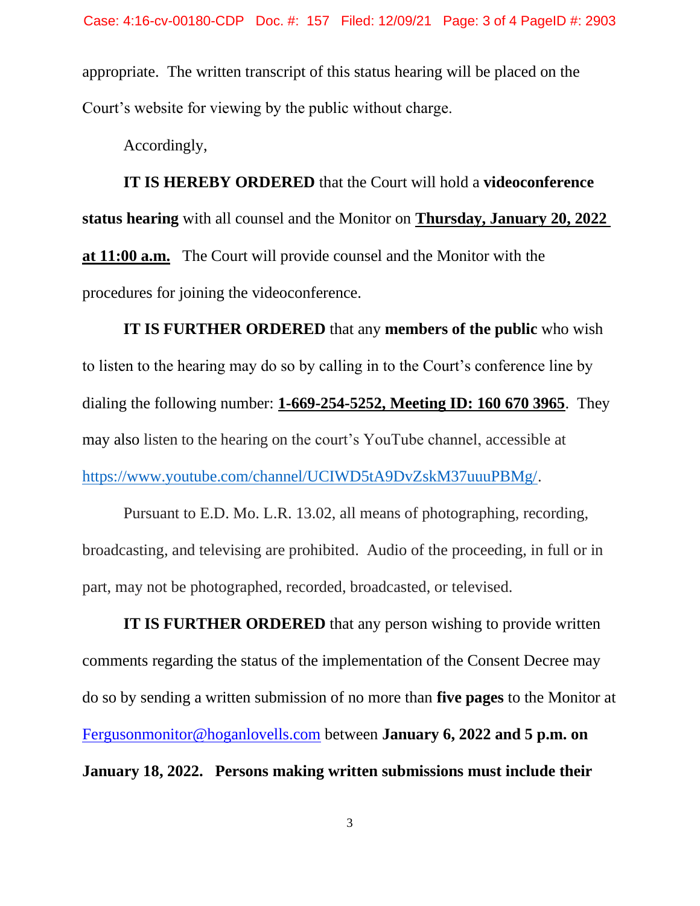appropriate. The written transcript of this status hearing will be placed on the Court's website for viewing by the public without charge.

Accordingly,

**IT IS HEREBY ORDERED** that the Court will hold a **videoconference status hearing** with all counsel and the Monitor on **Thursday, January 20, 2022 at 11:00 a.m.** The Court will provide counsel and the Monitor with the procedures for joining the videoconference.

**IT IS FURTHER ORDERED** that any **members of the public** who wish to listen to the hearing may do so by calling in to the Court's conference line by dialing the following number: **1-669-254-5252, Meeting ID: 160 670 3965**. They may also listen to the hearing on the court's YouTube channel, accessible at https://www.youtube.com/channel/UCIWD5tA9DvZskM37uuuPBMg/.

Pursuant to E.D. Mo. L.R. 13.02, all means of photographing, recording, broadcasting, and televising are prohibited. Audio of the proceeding, in full or in part, may not be photographed, recorded, broadcasted, or televised.

**IT IS FURTHER ORDERED** that any person wishing to provide written comments regarding the status of the implementation of the Consent Decree may do so by sending a written submission of no more than **five pages** to the Monitor at Fergusonmonitor@hoganlovells.com between **January 6, 2022 and 5 p.m. on January 18, 2022. Persons making written submissions must include their**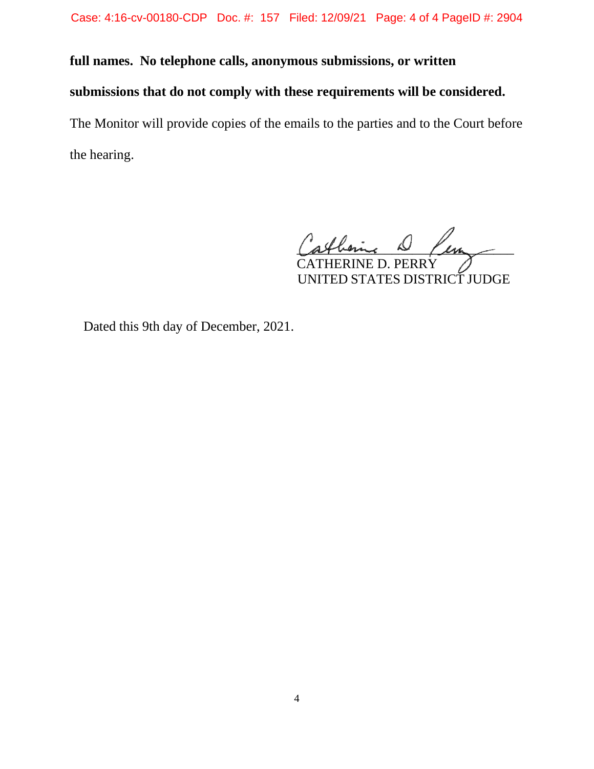**full names. No telephone calls, anonymous submissions, or written submissions that do not comply with these requirements will be considered.** The Monitor will provide copies of the emails to the parties and to the Court before the hearing.

CATHERINE D. PERRY
UNITED STATES DISTRICT JUDGE

Dated this 9th day of December, 2021.